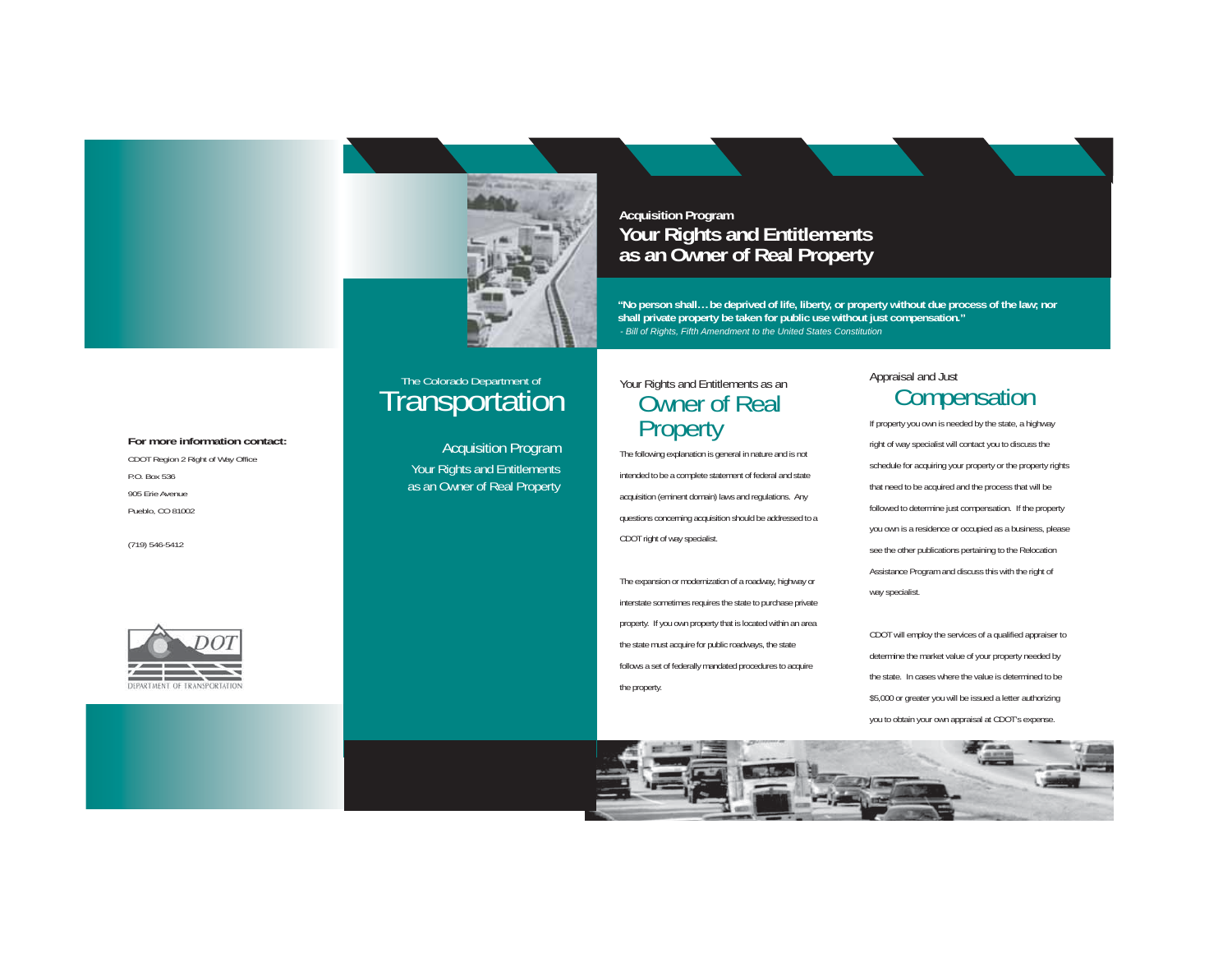**For more information contact:**

CDOT Region 2 Right of Way Office

P.O. Box 536

905 Erie Avenue

Pueblo, CO 81002

(719) 546-5412

DEPARTMENT OF TRANSPORTATION

The Colorado Department of

# Transportation

Acquisition Program

Your Rights and Entitlements as an Owner of Real Property

**Acquisition Program**

# Your Rights and Entitlements as an Owner of Real Property

**"No person shall… be deprived of life, liberty, or property without due process of the law; nor shall private property be taken for public use without just compensation."**

*- Bill of Rights, Fifth Amendment to the United States Constitution*

Your Rights and Entitlements as an

## Owner of Real Property

The following explanation is general in nature and is not intended to be a complete statement of federal and state acquisition (eminent domain) laws and regulations. Any questions concerning acquisition should be addressed to a CDOT right of way specialist.

The expansion or modernization of a roadway, highway or interstate sometimes requires the state to purchase private property. If you own property that is located within an area the state must acquire for public roadways, the state follows a set of federally mandated procedures to acquire the property.

Appraisal and Just

## Compensation

If property you own is needed by the state, a highway right of way specialist will contact you to discuss the schedule for acquiring your property or the property rights that need to be acquired and the process that will be followed to determine just compensation. If the property you own is a residence or occupied as a business, please see the other publications pertaining to the Relocation Assistance Program and discuss this with the right of way specialist.

CDOT will employ the services of a qualified appraiser to determine the market value of your property needed by the state. In cases where the value is determined to be $5,000 or greater you will be issued a letter authorizing you to obtain your own appraisal at CDOT's expense.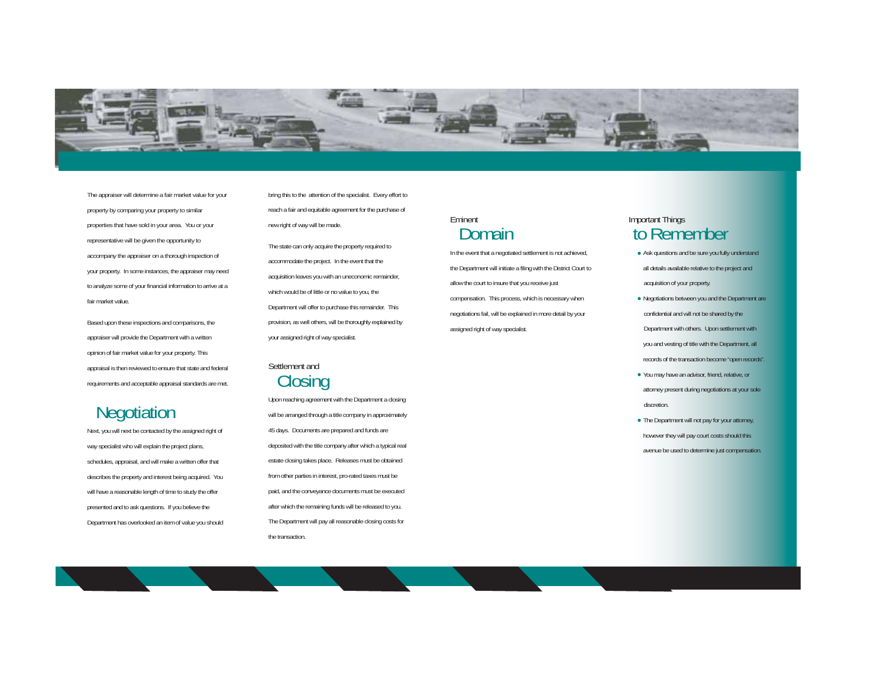The appraiser will determine a fair market value for your property by comparing your property to similar properties that have sold in your area. You or your representative will be given the opportunity to accompany the appraiser on a thorough inspection of your property. In some instances, the appraiser may need to analyze some of your financial information to arrive at a fair market value.

Based upon these inspections and comparisons, the appraiser will provide the Department with a written opinion of fair market value for your property. This appraisal is then reviewed to ensure that state and federal requirements and acceptable appraisal standards are met.

## Negotiation

Next, you will next be contacted by the assigned right of way specialist who will explain the project plans, schedules, appraisal, and will make a written offer that describes the property and interest being acquired. You will have a reasonable length of time to study the offer presented and to ask questions. If you believe the Department has overlooked an item of value you should bring this to the attention of the specialist. Every effort to reach a fair and equitable agreement for the purchase of new right of way will be made.

The state can only acquire the property required to accommodate the project. In the event that the acquisition leaves you with an uneconomic remainder, which would be of little or no value to you, the Department will offer to purchase this remainder. This provision, as well others, will be thoroughly explained by your assigned right of way specialist.

## Settlement and Closing

Upon reaching agreement with the Department a closing will be arranged through a title company in approximately 45 days. Documents are prepared and funds are deposited with the title company after which a typical real estate closing takes place. Releases must be obtained from other parties in interest, pro-rated taxes must be paid, and the conveyance documents must be executed after which the remaining funds will be released to you. The Department will pay all reasonable closing costs for the transaction.

## Eminent Domain

In the event that a negotiated settlement is not achieved, the Department will initiate a filing with the District Court to allow the court to insure that you receive just compensation. This process, which is necessary when negotiations fail, will be explained in more detail by your assigned right of way specialist.

## Important Things to Remember

- Ask questions and be sure you fully understand all details available relative to the project and acquisition of your property.
- Negotiations between you and the Department are confidential and will not be shared by the Department with others. Upon settlement with you and vesting of title with the Department, all records of the transaction become "open records".
- You may have an advisor, friend, relative, or attorney present during negotiations at your sole discretion.
- The Department will not pay for your attorney, however they will pay court costs should this avenue be used to determine just compensation.